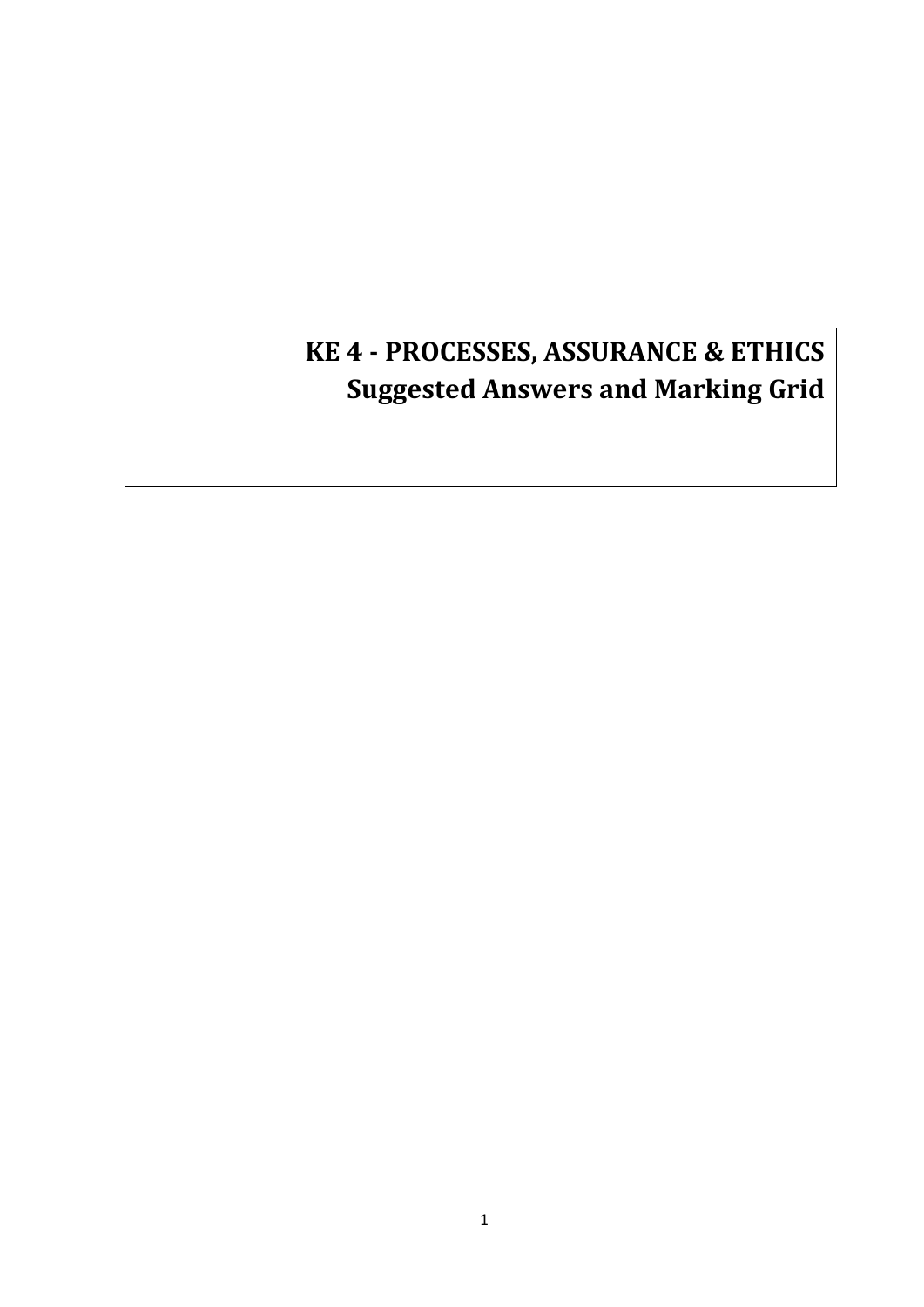# KE 4 - PROCESSES, ASSURANCE & ETHICS

## Suggested Answers and Marking Grid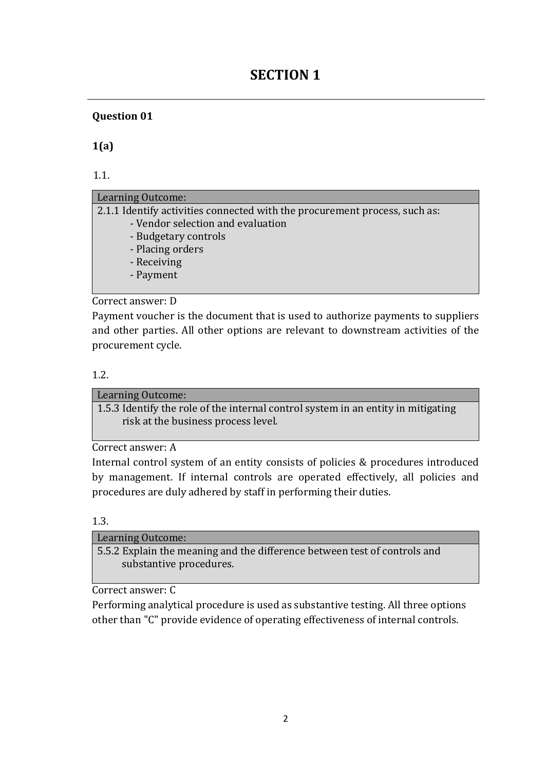# SECTION 1

**Question 01**

**1(a)**

1.1.

| Learning Outcome: |
| --- |
| 2.1.1 Identify activities connected with the procurement process, such as:<br>- Vendor selection and evaluation<br>- Budgetary controls<br>- Placing orders<br>- Receiving<br>- Payment |

Correct answer: D

Payment voucher is the document that is used to authorize payments to suppliers and other parties. All other options are relevant to downstream activities of the procurement cycle.

1.2.

| Learning Outcome: |
| --- |
| 1.5.3 Identify the role of the internal control system in an entity in mitigating risk at the business process level. |

Correct answer: A

Internal control system of an entity consists of policies & procedures introduced by management. If internal controls are operated effectively, all policies and procedures are duly adhered by staff in performing their duties.

1.3.

| Learning Outcome: |
| --- |
| 5.5.2 Explain the meaning and the difference between test of controls and substantive procedures. |

Correct answer: C

Performing analytical procedure is used as substantive testing. All three options other than "C" provide evidence of operating effectiveness of internal controls.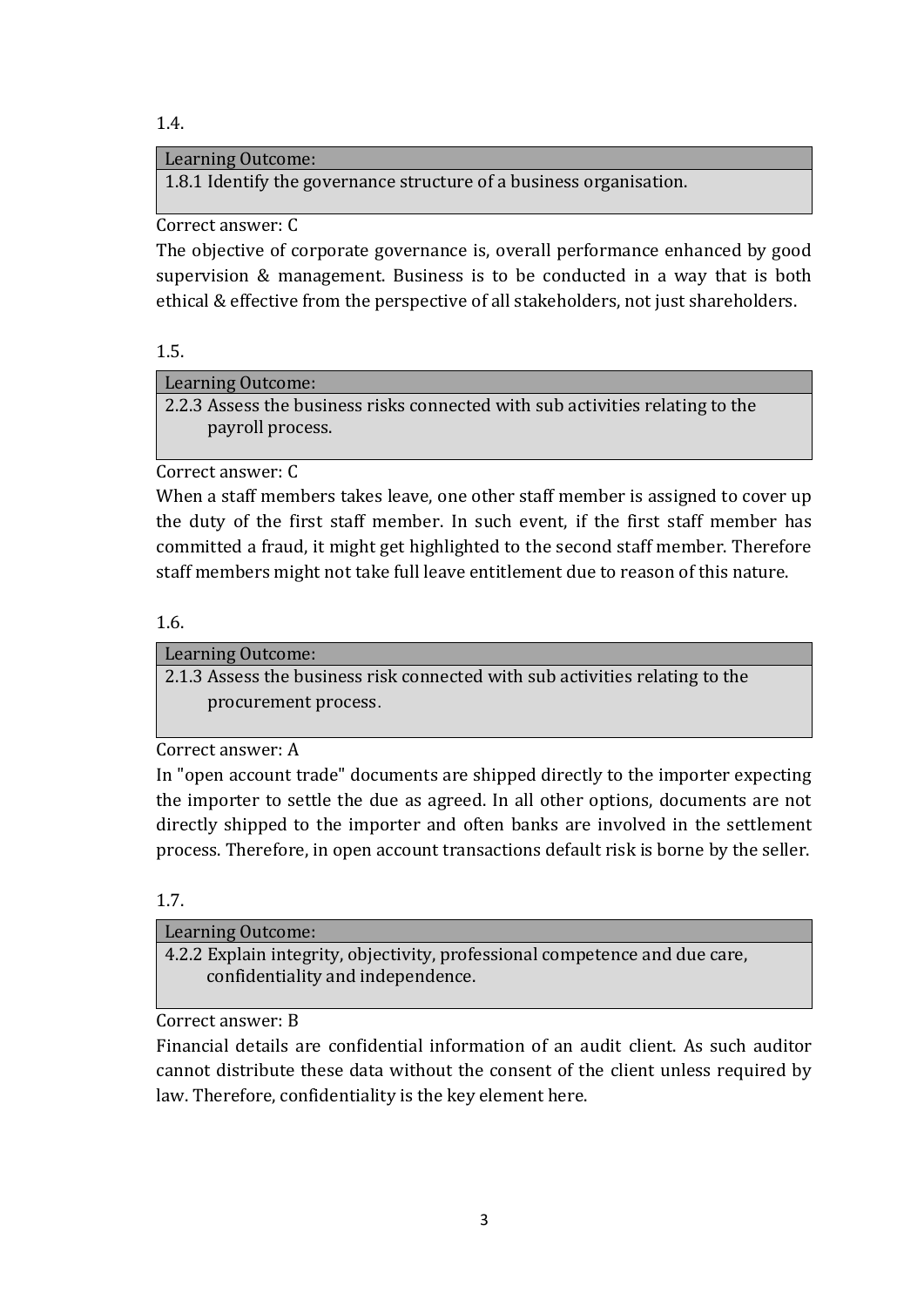1.4.

| Learning Outcome: |
| --- |
| 1.8.1 Identify the governance structure of a business organisation. |

Correct answer: C

The objective of corporate governance is, overall performance enhanced by good supervision & management. Business is to be conducted in a way that is both ethical & effective from the perspective of all stakeholders, not just shareholders.

1.5.

| Learning Outcome: |
| --- |
| 2.2.3 Assess the business risks connected with sub activities relating to the payroll process. |

Correct answer: C

When a staff members takes leave, one other staff member is assigned to cover up the duty of the first staff member. In such event, if the first staff member has committed a fraud, it might get highlighted to the second staff member. Therefore staff members might not take full leave entitlement due to reason of this nature.

1.6.

| Learning Outcome: |
| --- |
| 2.1.3 Assess the business risk connected with sub activities relating to the procurement process. |

Correct answer: A

In "open account trade" documents are shipped directly to the importer expecting the importer to settle the due as agreed. In all other options, documents are not directly shipped to the importer and often banks are involved in the settlement process. Therefore, in open account transactions default risk is borne by the seller.

1.7.

| Learning Outcome: |
| --- |
| 4.2.2 Explain integrity, objectivity, professional competence and due care, confidentiality and independence. |

Correct answer: B

Financial details are confidential information of an audit client. As such auditor cannot distribute these data without the consent of the client unless required by law. Therefore, confidentiality is the key element here.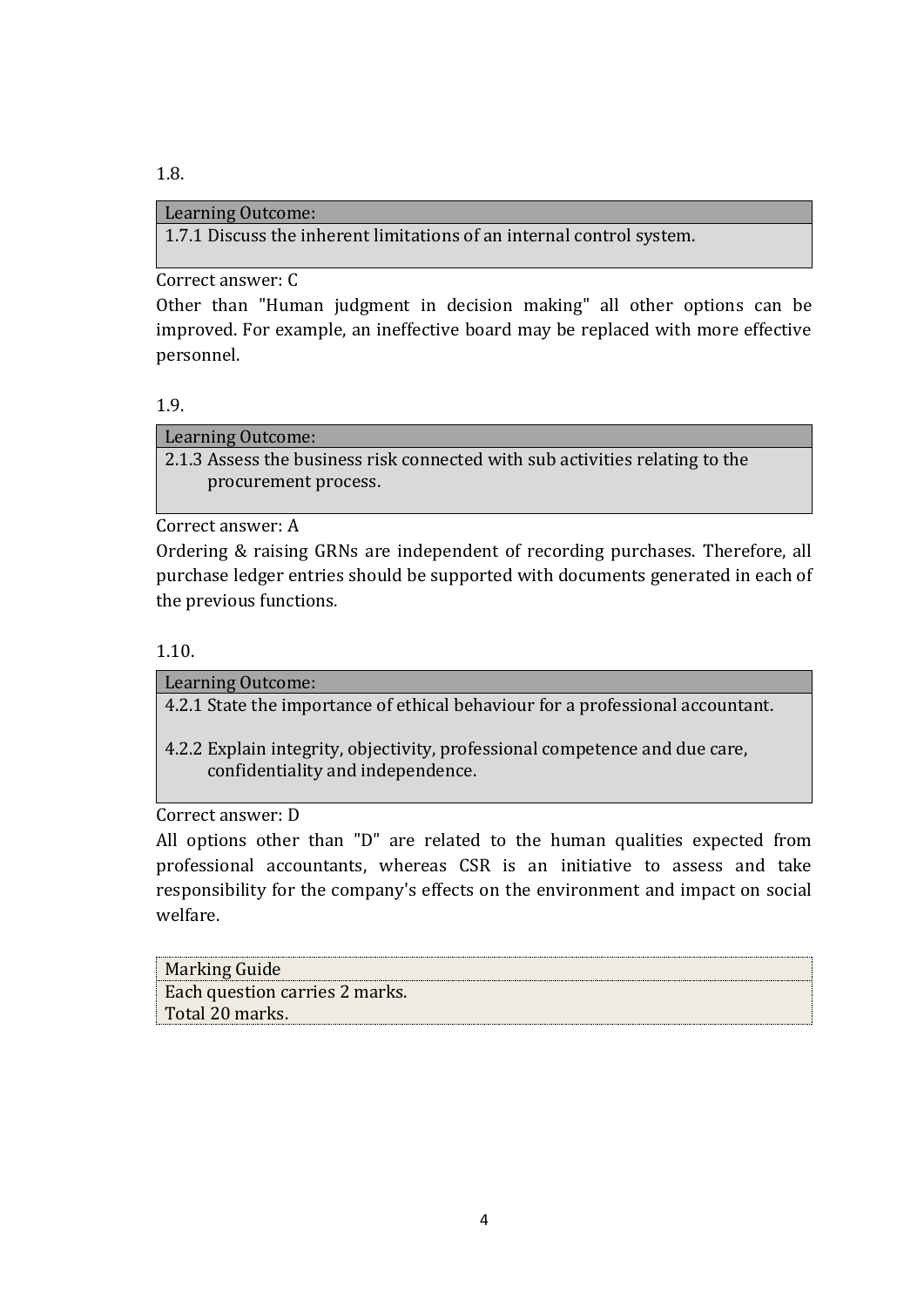1.8.

| Learning Outcome: |
|---|
| 1.7.1 Discuss the inherent limitations of an internal control system. |

Correct answer: C

Other than "Human judgment in decision making" all other options can be improved. For example, an ineffective board may be replaced with more effective personnel.

1.9.

| Learning Outcome: |
|---|
| 2.1.3 Assess the business risk connected with sub activities relating to the procurement process. |

Correct answer: A

Ordering & raising GRNs are independent of recording purchases. Therefore, all purchase ledger entries should be supported with documents generated in each of the previous functions.

1.10.

| Learning Outcome: |
|---|
| 4.2.1 State the importance of ethical behaviour for a professional accountant.<br><br>4.2.2 Explain integrity, objectivity, professional competence and due care, confidentiality and independence. |

Correct answer: D

All options other than "D" are related to the human qualities expected from professional accountants, whereas CSR is an initiative to assess and take responsibility for the company's effects on the environment and impact on social welfare.

| Marking Guide |
|---|
| Each question carries 2 marks.<br>Total 20 marks. |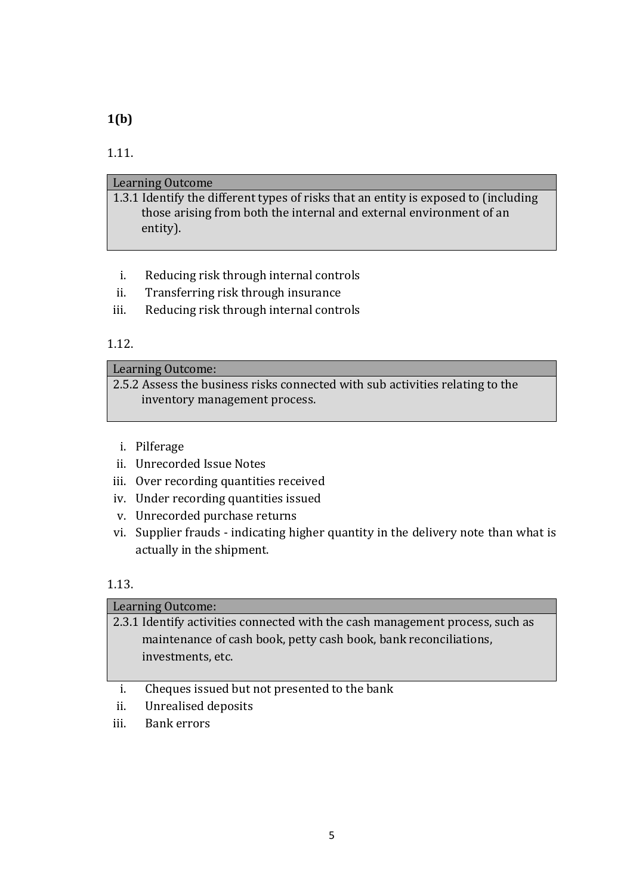**1(b)**

1.11.

| Learning Outcome |
|---|
| 1.3.1 Identify the different types of risks that an entity is exposed to (including those arising from both the internal and external environment of an entity). |

i. Reducing risk through internal controls
ii. Transferring risk through insurance
iii. Reducing risk through internal controls

1.12.

| Learning Outcome: |
|---|
| 2.5.2 Assess the business risks connected with sub activities relating to the inventory management process. |

i. Pilferage
ii. Unrecorded Issue Notes
iii. Over recording quantities received
iv. Under recording quantities issued
v. Unrecorded purchase returns
vi. Supplier frauds - indicating higher quantity in the delivery note than what is actually in the shipment.

1.13.

| Learning Outcome: |
|---|
| 2.3.1 Identify activities connected with the cash management process, such as maintenance of cash book, petty cash book, bank reconciliations, investments, etc. |

i. Cheques issued but not presented to the bank
ii. Unrealised deposits
iii. Bank errors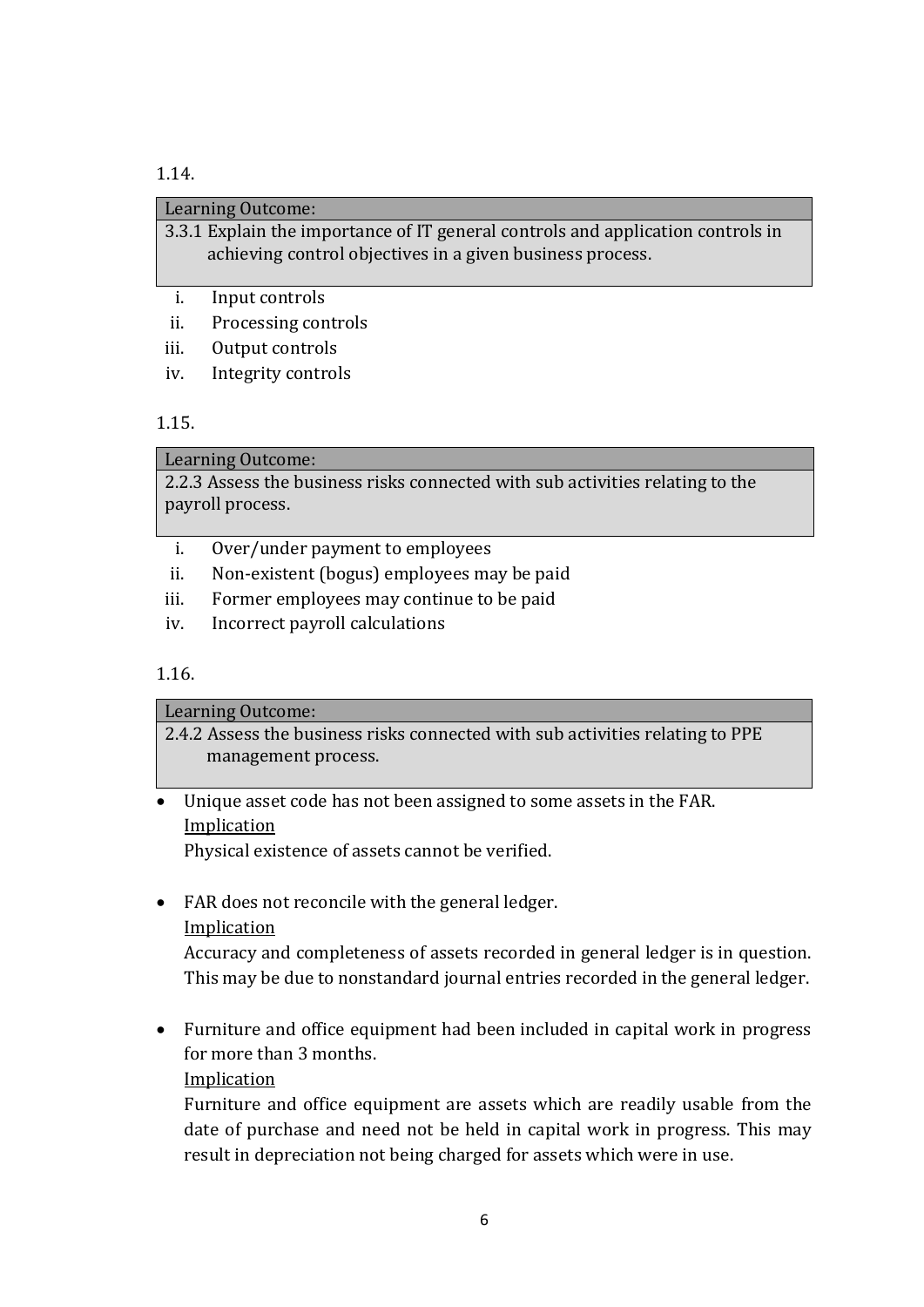1.14.

| Learning Outcome: |
| --- |
| 3.3.1 Explain the importance of IT general controls and application controls in achieving control objectives in a given business process. |

i. Input controls
ii. Processing controls
iii. Output controls
iv. Integrity controls

1.15.

| Learning Outcome: |
| --- |
| 2.2.3 Assess the business risks connected with sub activities relating to the payroll process. |

i. Over/under payment to employees
ii. Non-existent (bogus) employees may be paid
iii. Former employees may continue to be paid
iv. Incorrect payroll calculations

1.16.

| Learning Outcome: |
| --- |
| 2.4.2 Assess the business risks connected with sub activities relating to PPE management process. |

- Unique asset code has not been assigned to some assets in the FAR.
  Implication
  Physical existence of assets cannot be verified.

- FAR does not reconcile with the general ledger.
  Implication
  Accuracy and completeness of assets recorded in general ledger is in question. This may be due to nonstandard journal entries recorded in the general ledger.

- Furniture and office equipment had been included in capital work in progress for more than 3 months.
  Implication
  Furniture and office equipment are assets which are readily usable from the date of purchase and need not be held in capital work in progress. This may result in depreciation not being charged for assets which were in use.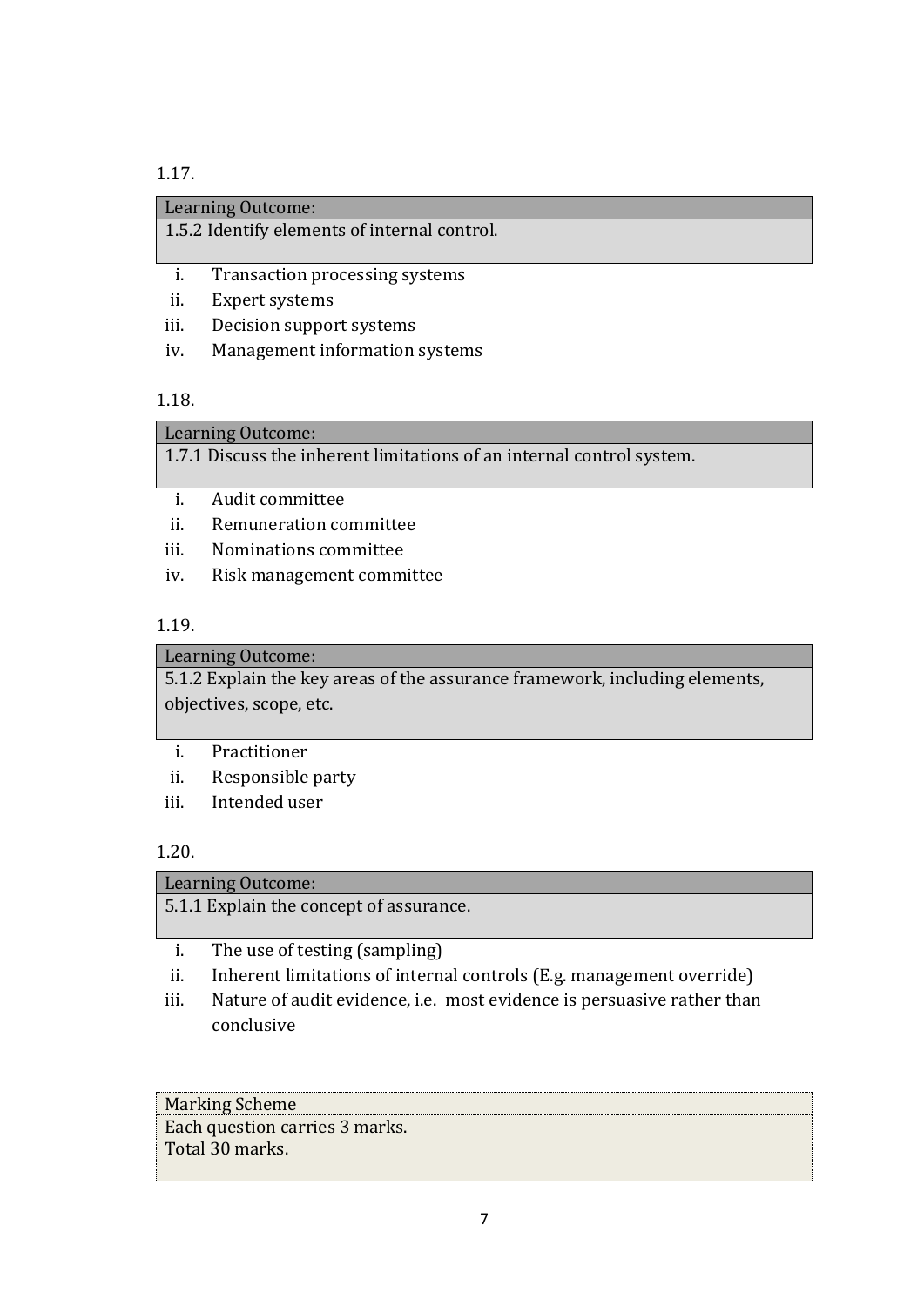1.17.

| Learning Outcome: |
|---|
| 1.5.2 Identify elements of internal control. |

i. Transaction processing systems
ii. Expert systems
iii. Decision support systems
iv. Management information systems

1.18.

| Learning Outcome: |
|---|
| 1.7.1 Discuss the inherent limitations of an internal control system. |

i. Audit committee
ii. Remuneration committee
iii. Nominations committee
iv. Risk management committee

1.19.

| Learning Outcome: |
|---|
| 5.1.2 Explain the key areas of the assurance framework, including elements, objectives, scope, etc. |

i. Practitioner
ii. Responsible party
iii. Intended user

1.20.

| Learning Outcome: |
|---|
| 5.1.1 Explain the concept of assurance. |

i. The use of testing (sampling)
ii. Inherent limitations of internal controls (E.g. management override)
iii. Nature of audit evidence, i.e. most evidence is persuasive rather than conclusive

| Marking Scheme |
|---|
| Each question carries 3 marks.<br>Total 30 marks. |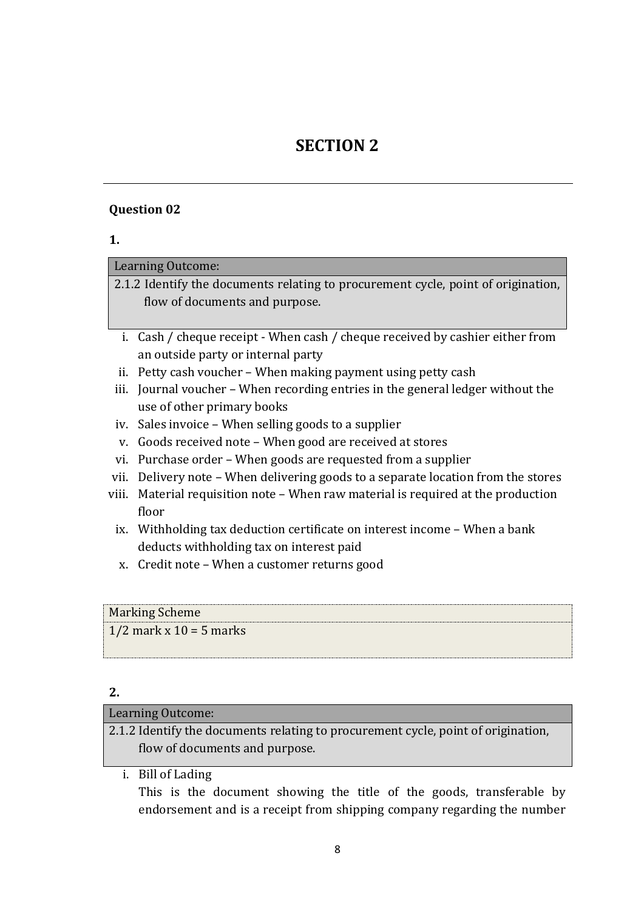# SECTION 2

---

**Question 02**

**1.**

| Learning Outcome: |
|---|
| 2.1.2 Identify the documents relating to procurement cycle, point of origination, flow of documents and purpose. |

i. Cash / cheque receipt - When cash / cheque received by cashier either from an outside party or internal party
ii. Petty cash voucher – When making payment using petty cash
iii. Journal voucher – When recording entries in the general ledger without the use of other primary books
iv. Sales invoice – When selling goods to a supplier
v. Goods received note – When good are received at stores
vi. Purchase order – When goods are requested from a supplier
vii. Delivery note – When delivering goods to a separate location from the stores
viii. Material requisition note – When raw material is required at the production floor
ix. Withholding tax deduction certificate on interest income – When a bank deducts withholding tax on interest paid
x. Credit note – When a customer returns good

| Marking Scheme |
|---|
| 1/2 mark x 10 = 5 marks |

**2.**

| Learning Outcome: |
|---|
| 2.1.2 Identify the documents relating to procurement cycle, point of origination, flow of documents and purpose. |

i. Bill of Lading
This is the document showing the title of the goods, transferable by endorsement and is a receipt from shipping company regarding the number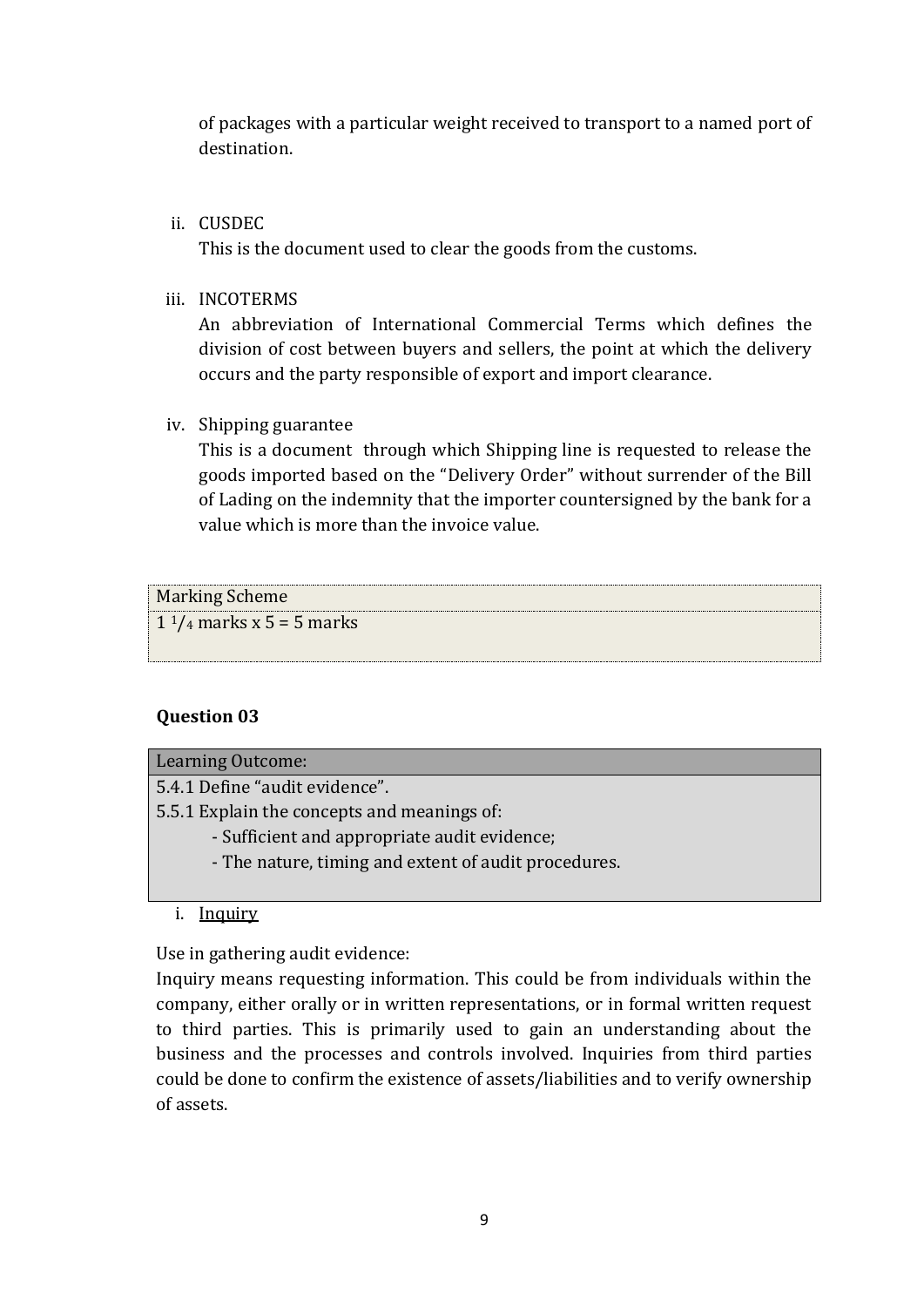of packages with a particular weight received to transport to a named port of destination.

ii. CUSDEC

This is the document used to clear the goods from the customs.

iii. INCOTERMS

An abbreviation of International Commercial Terms which defines the division of cost between buyers and sellers, the point at which the delivery occurs and the party responsible of export and import clearance.

iv. Shipping guarantee

This is a document through which Shipping line is requested to release the goods imported based on the "Delivery Order" without surrender of the Bill of Lading on the indemnity that the importer countersigned by the bank for a value which is more than the invoice value.

| Marking Scheme |
|---|
| 1 1/4 marks x 5 = 5 marks |

**Question 03**

| Learning Outcome: |
|---|
| 5.4.1 Define "audit evidence". |
| 5.5.1 Explain the concepts and meanings of: |
| - Sufficient and appropriate audit evidence; |
| - The nature, timing and extent of audit procedures. |

i. Inquiry

Use in gathering audit evidence:

Inquiry means requesting information. This could be from individuals within the company, either orally or in written representations, or in formal written request to third parties. This is primarily used to gain an understanding about the business and the processes and controls involved. Inquiries from third parties could be done to confirm the existence of assets/liabilities and to verify ownership of assets.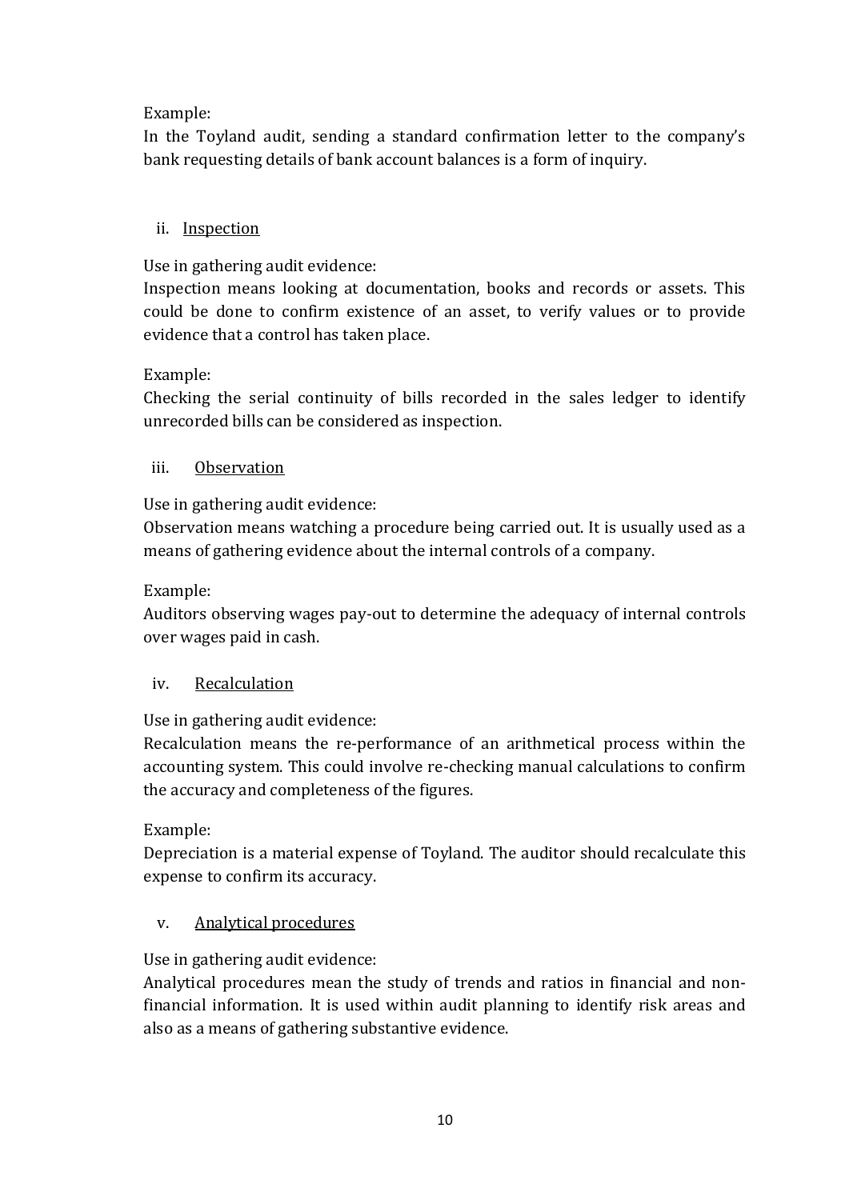Example:
In the Toyland audit, sending a standard confirmation letter to the company's bank requesting details of bank account balances is a form of inquiry.

ii. Inspection

Use in gathering audit evidence:
Inspection means looking at documentation, books and records or assets. This could be done to confirm existence of an asset, to verify values or to provide evidence that a control has taken place.

Example:
Checking the serial continuity of bills recorded in the sales ledger to identify unrecorded bills can be considered as inspection.

iii. Observation

Use in gathering audit evidence:
Observation means watching a procedure being carried out. It is usually used as a means of gathering evidence about the internal controls of a company.

Example:
Auditors observing wages pay-out to determine the adequacy of internal controls over wages paid in cash.

iv. Recalculation

Use in gathering audit evidence:
Recalculation means the re-performance of an arithmetical process within the accounting system. This could involve re-checking manual calculations to confirm the accuracy and completeness of the figures.

Example:
Depreciation is a material expense of Toyland. The auditor should recalculate this expense to confirm its accuracy.

v. Analytical procedures

Use in gathering audit evidence:
Analytical procedures mean the study of trends and ratios in financial and non-financial information. It is used within audit planning to identify risk areas and also as a means of gathering substantive evidence.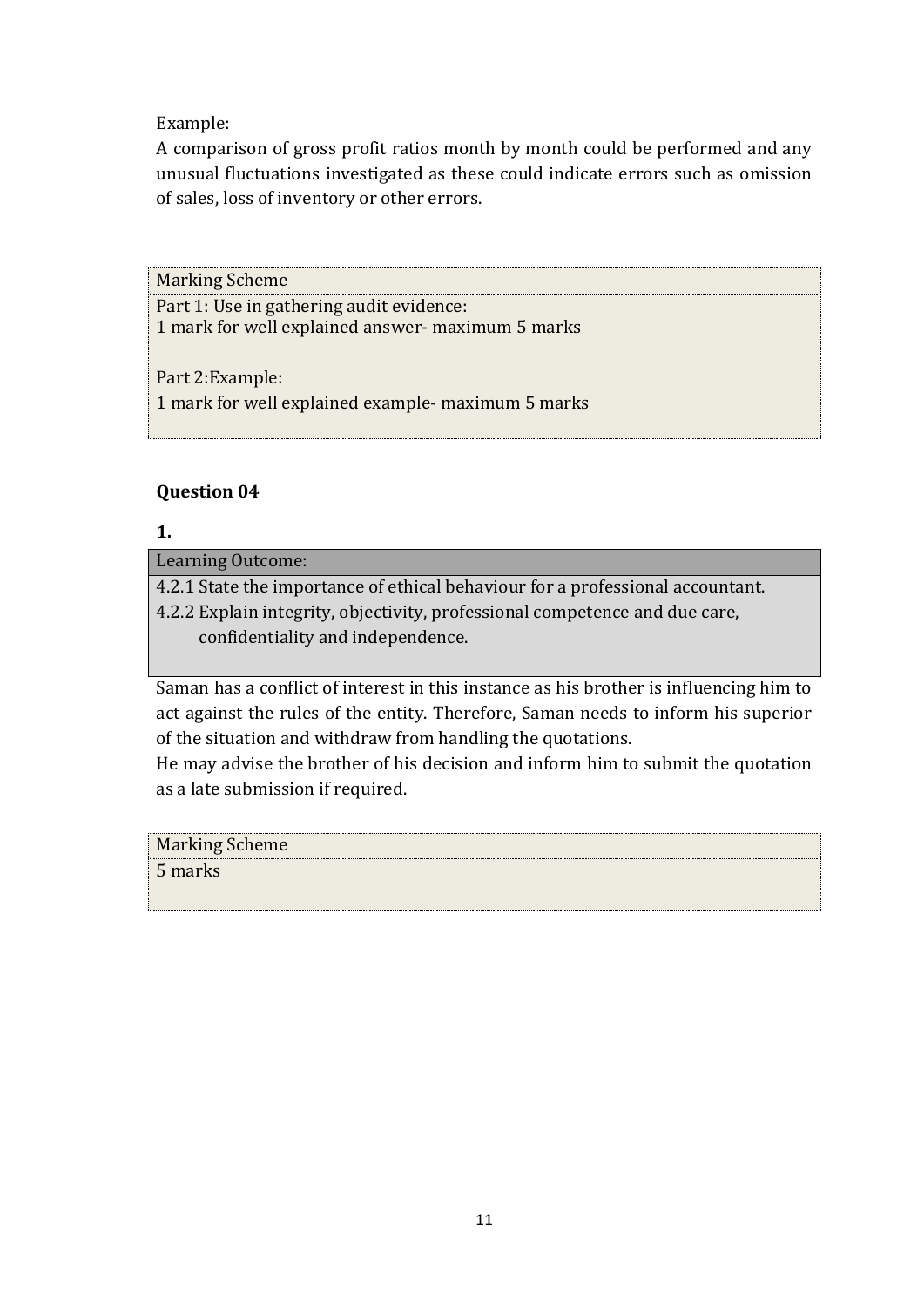Example:
A comparison of gross profit ratios month by month could be performed and any unusual fluctuations investigated as these could indicate errors such as omission of sales, loss of inventory or other errors.

| Marking Scheme |
| --- |
| Part 1: Use in gathering audit evidence:<br>1 mark for well explained answer- maximum 5 marks<br><br>Part 2:Example:<br>1 mark for well explained example- maximum 5 marks |

### Question 04

**1.**

| Learning Outcome: |
| --- |
| 4.2.1 State the importance of ethical behaviour for a professional accountant.<br>4.2.2 Explain integrity, objectivity, professional competence and due care, confidentiality and independence. |

Saman has a conflict of interest in this instance as his brother is influencing him to act against the rules of the entity. Therefore, Saman needs to inform his superior of the situation and withdraw from handling the quotations.
He may advise the brother of his decision and inform him to submit the quotation as a late submission if required.

| Marking Scheme |
| --- |
| 5 marks |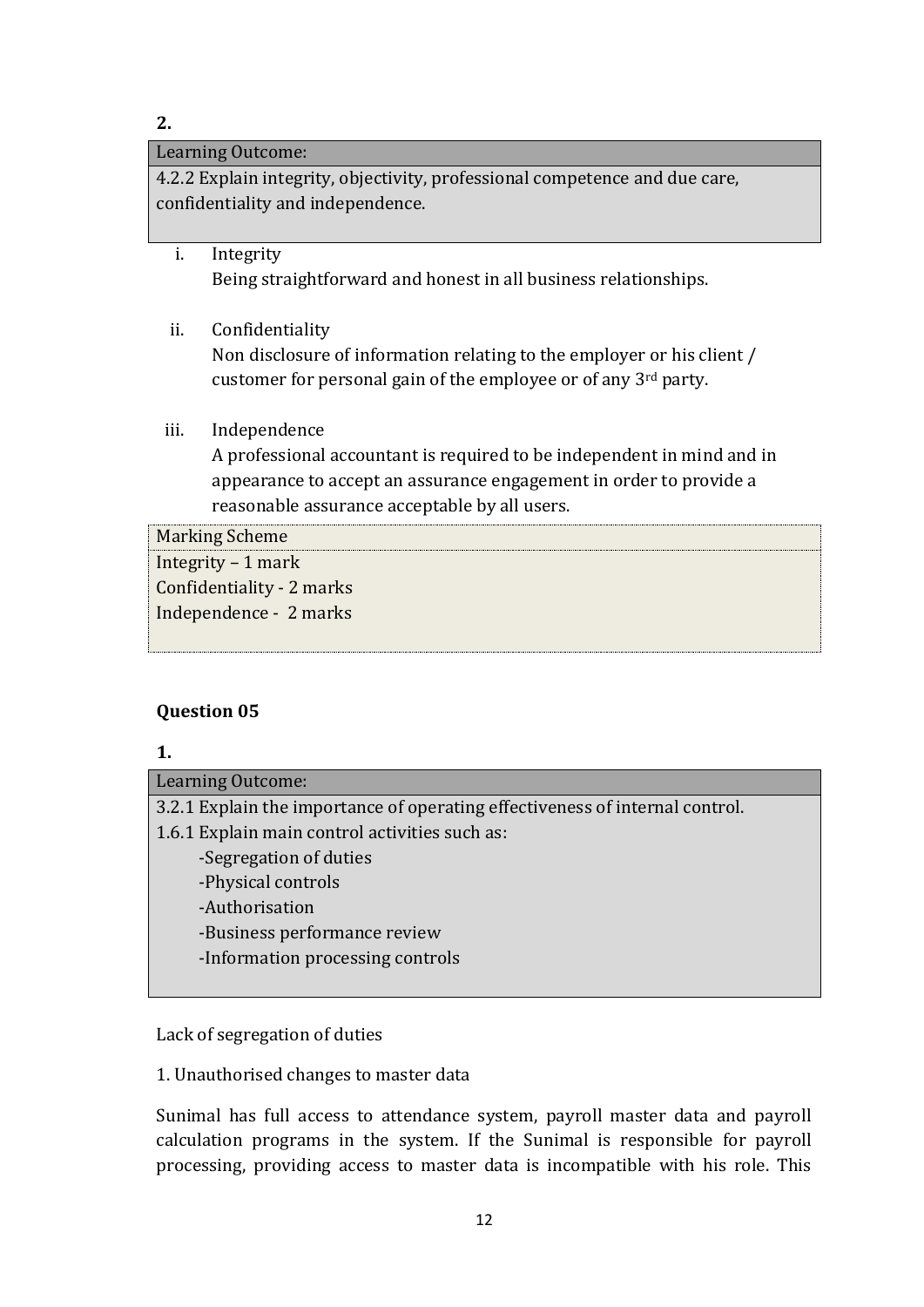**2.**

| Learning Outcome: |
| --- |
| 4.2.2 Explain integrity, objectivity, professional competence and due care, confidentiality and independence. |

i. Integrity
   Being straightforward and honest in all business relationships.

ii. Confidentiality
   Non disclosure of information relating to the employer or his client / customer for personal gain of the employee or of any 3rd party.

iii. Independence
   A professional accountant is required to be independent in mind and in appearance to accept an assurance engagement in order to provide a reasonable assurance acceptable by all users.

| Marking Scheme |
| --- |
| Integrity – 1 mark<br>Confidentiality - 2 marks<br>Independence - 2 marks |

**Question 05**

**1.**

| Learning Outcome: |
| --- |
| 3.2.1 Explain the importance of operating effectiveness of internal control.<br>1.6.1 Explain main control activities such as:<br>-Segregation of duties<br>-Physical controls<br>-Authorisation<br>-Business performance review<br>-Information processing controls |

Lack of segregation of duties

1. Unauthorised changes to master data

Sunimal has full access to attendance system, payroll master data and payroll calculation programs in the system. If the Sunimal is responsible for payroll processing, providing access to master data is incompatible with his role. This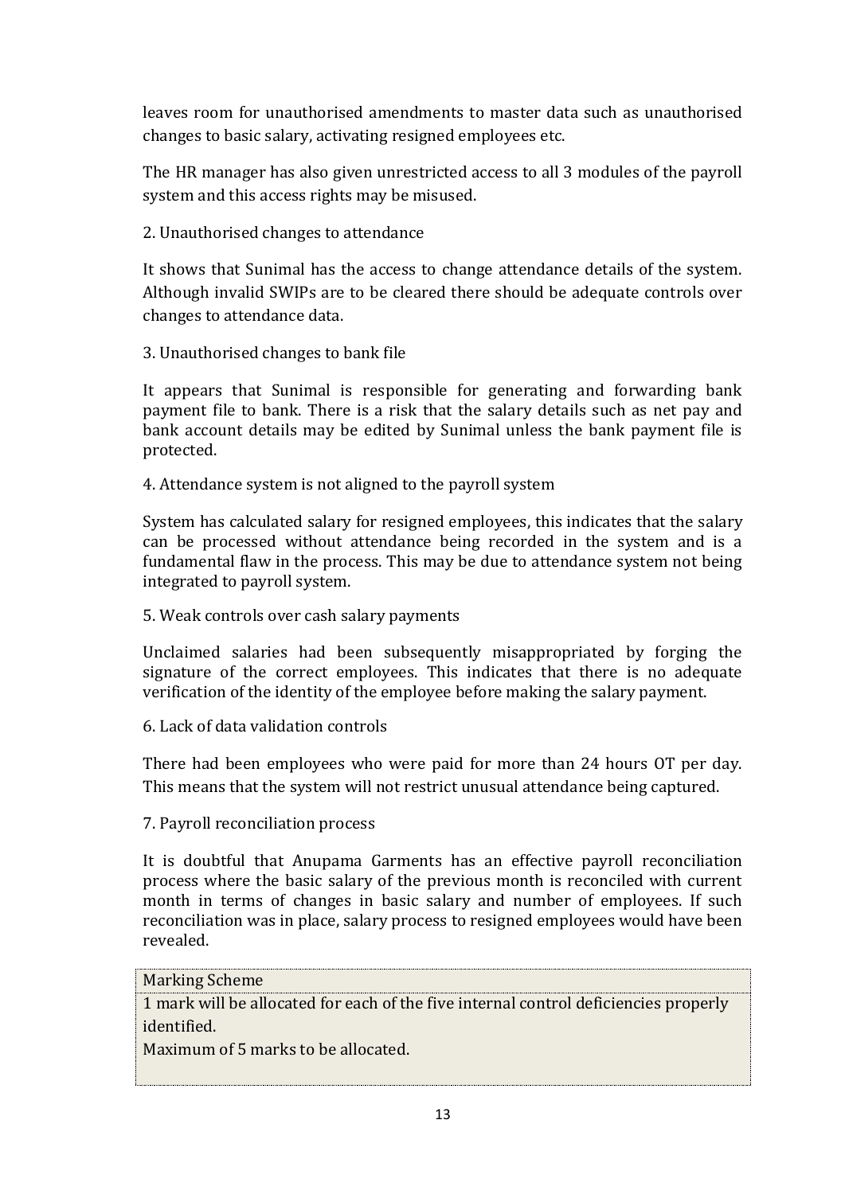leaves room for unauthorised amendments to master data such as unauthorised changes to basic salary, activating resigned employees etc.

The HR manager has also given unrestricted access to all 3 modules of the payroll system and this access rights may be misused.

2. Unauthorised changes to attendance

It shows that Sunimal has the access to change attendance details of the system. Although invalid SWIPs are to be cleared there should be adequate controls over changes to attendance data.

3. Unauthorised changes to bank file

It appears that Sunimal is responsible for generating and forwarding bank payment file to bank. There is a risk that the salary details such as net pay and bank account details may be edited by Sunimal unless the bank payment file is protected.

4. Attendance system is not aligned to the payroll system

System has calculated salary for resigned employees, this indicates that the salary can be processed without attendance being recorded in the system and is a fundamental flaw in the process. This may be due to attendance system not being integrated to payroll system.

5. Weak controls over cash salary payments

Unclaimed salaries had been subsequently misappropriated by forging the signature of the correct employees. This indicates that there is no adequate verification of the identity of the employee before making the salary payment.

6. Lack of data validation controls

There had been employees who were paid for more than 24 hours OT per day. This means that the system will not restrict unusual attendance being captured.

7. Payroll reconciliation process

It is doubtful that Anupama Garments has an effective payroll reconciliation process where the basic salary of the previous month is reconciled with current month in terms of changes in basic salary and number of employees. If such reconciliation was in place, salary process to resigned employees would have been revealed.

| Marking Scheme |
| --- |
| 1 mark will be allocated for each of the five internal control deficiencies properly identified.<br>Maximum of 5 marks to be allocated. |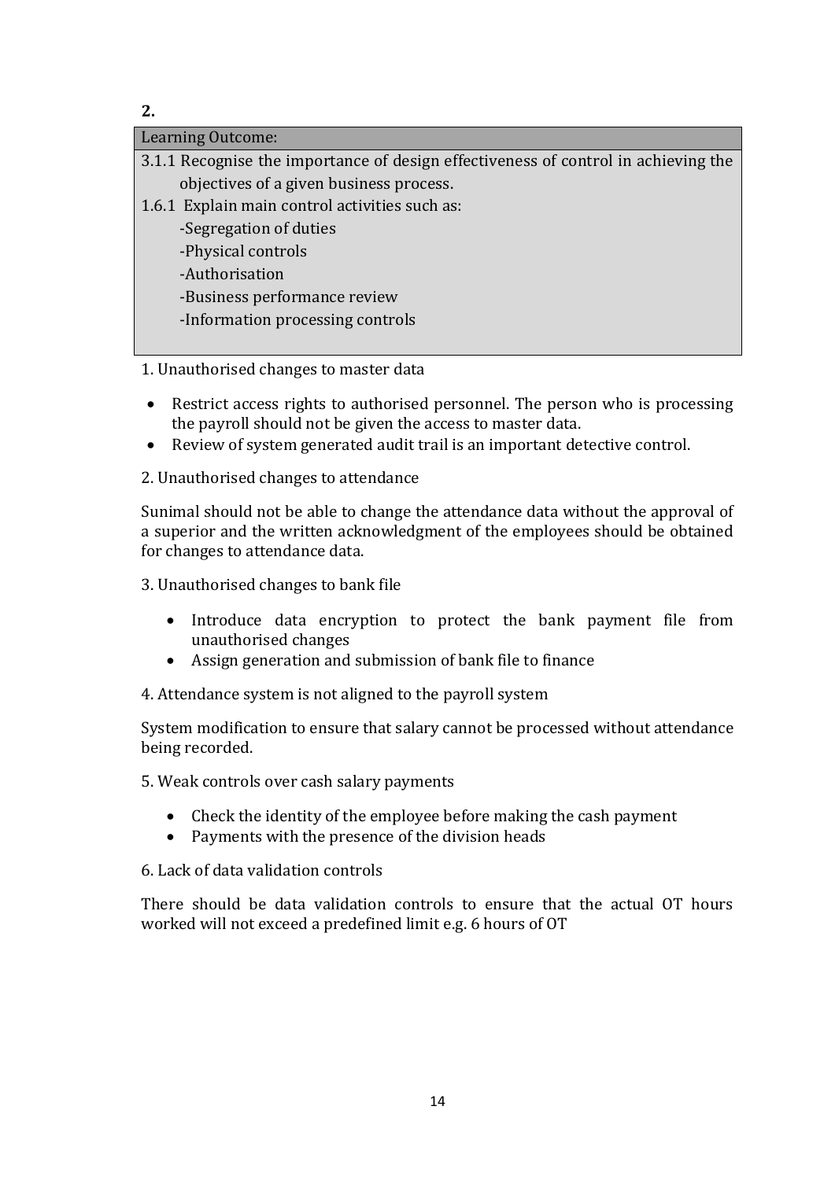**2.**

| Learning Outcome: |
| --- |
| 3.1.1 Recognise the importance of design effectiveness of control in achieving the objectives of a given business process.<br>1.6.1 Explain main control activities such as:<br>-Segregation of duties<br>-Physical controls<br>-Authorisation<br>-Business performance review<br>-Information processing controls |

1. Unauthorised changes to master data

- Restrict access rights to authorised personnel. The person who is processing the payroll should not be given the access to master data.
- Review of system generated audit trail is an important detective control.

2. Unauthorised changes to attendance

Sunimal should not be able to change the attendance data without the approval of a superior and the written acknowledgment of the employees should be obtained for changes to attendance data.

3. Unauthorised changes to bank file

- Introduce data encryption to protect the bank payment file from unauthorised changes
- Assign generation and submission of bank file to finance

4. Attendance system is not aligned to the payroll system

System modification to ensure that salary cannot be processed without attendance being recorded.

5. Weak controls over cash salary payments

- Check the identity of the employee before making the cash payment
- Payments with the presence of the division heads

6. Lack of data validation controls

There should be data validation controls to ensure that the actual OT hours worked will not exceed a predefined limit e.g. 6 hours of OT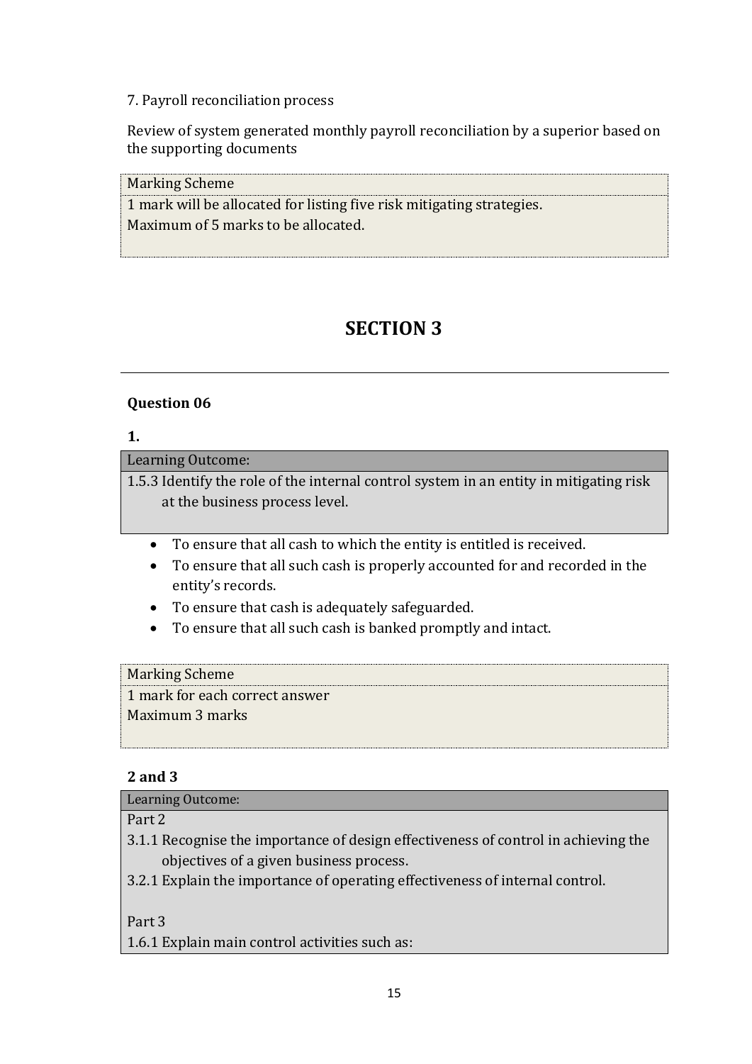7. Payroll reconciliation process

Review of system generated monthly payroll reconciliation by a superior based on the supporting documents

| Marking Scheme |
| --- |
| 1 mark will be allocated for listing five risk mitigating strategies.<br>Maximum of 5 marks to be allocated. |

# SECTION 3

---

### Question 06

**1.**

| Learning Outcome: |
| --- |
| 1.5.3 Identify the role of the internal control system in an entity in mitigating risk at the business process level. |

- To ensure that all cash to which the entity is entitled is received.
- To ensure that all such cash is properly accounted for and recorded in the entity's records.
- To ensure that cash is adequately safeguarded.
- To ensure that all such cash is banked promptly and intact.

| Marking Scheme |
| --- |
| 1 mark for each correct answer<br>Maximum 3 marks |

**2 and 3**

| Learning Outcome: |
| --- |
| Part 2<br>3.1.1 Recognise the importance of design effectiveness of control in achieving the objectives of a given business process.<br>3.2.1 Explain the importance of operating effectiveness of internal control.<br><br>Part 3<br>1.6.1 Explain main control activities such as: |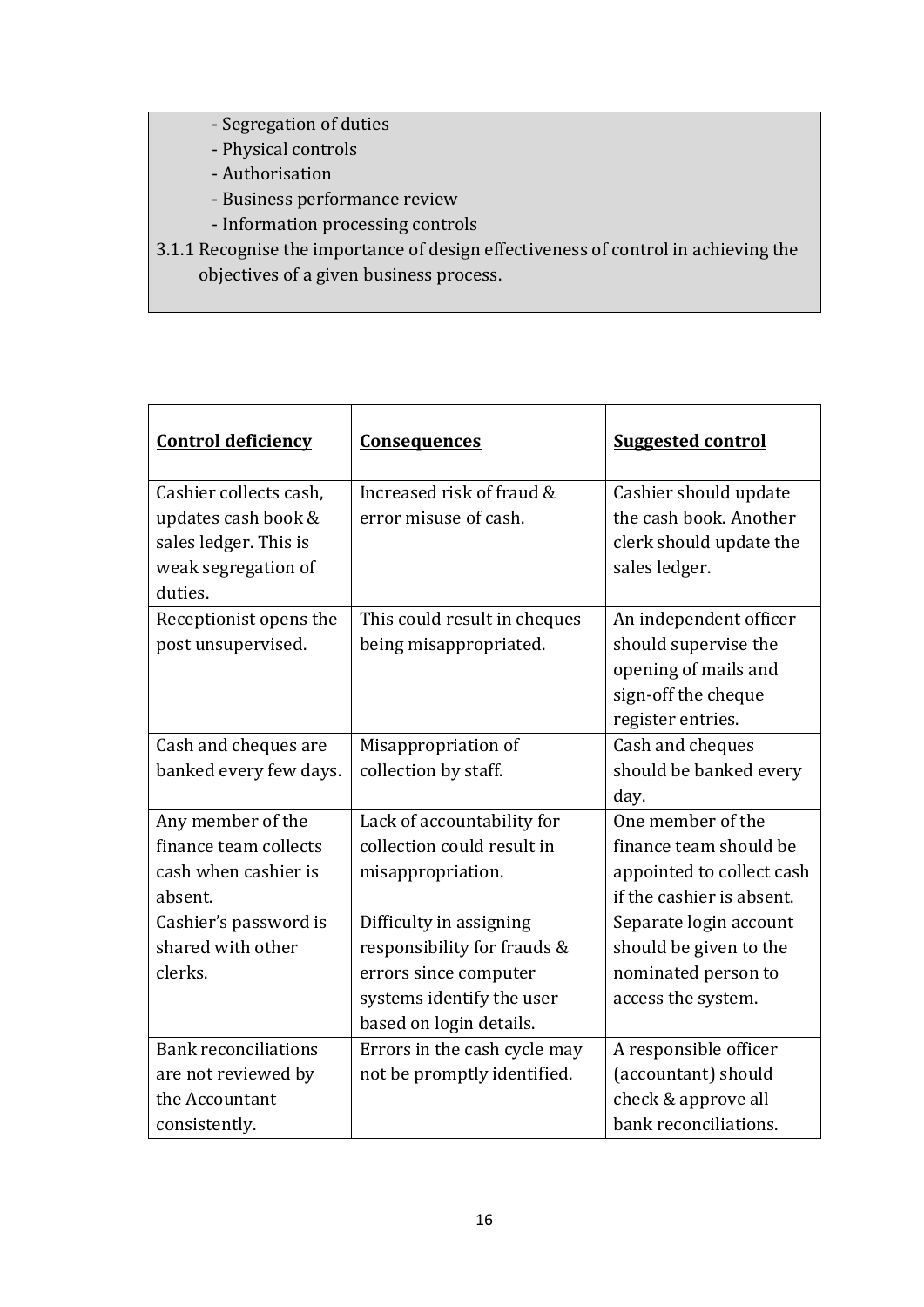- Segregation of duties
- Physical controls
- Authorisation
- Business performance review
- Information processing controls

3.1.1 Recognise the importance of design effectiveness of control in achieving the objectives of a given business process.

| **Control deficiency** | **Consequences** | **Suggested control** |
|---|---|---|
| Cashier collects cash, updates cash book & sales ledger. This is weak segregation of duties. | Increased risk of fraud & error misuse of cash. | Cashier should update the cash book. Another clerk should update the sales ledger. |
| Receptionist opens the post unsupervised. | This could result in cheques being misappropriated. | An independent officer should supervise the opening of mails and sign-off the cheque register entries. |
| Cash and cheques are banked every few days. | Misappropriation of collection by staff. | Cash and cheques should be banked every day. |
| Any member of the finance team collects cash when cashier is absent. | Lack of accountability for collection could result in misappropriation. | One member of the finance team should be appointed to collect cash if the cashier is absent. |
| Cashier's password is shared with other clerks. | Difficulty in assigning responsibility for frauds & errors since computer systems identify the user based on login details. | Separate login account should be given to the nominated person to access the system. |
| Bank reconciliations are not reviewed by the Accountant consistently. | Errors in the cash cycle may not be promptly identified. | A responsible officer (accountant) should check & approve all bank reconciliations. |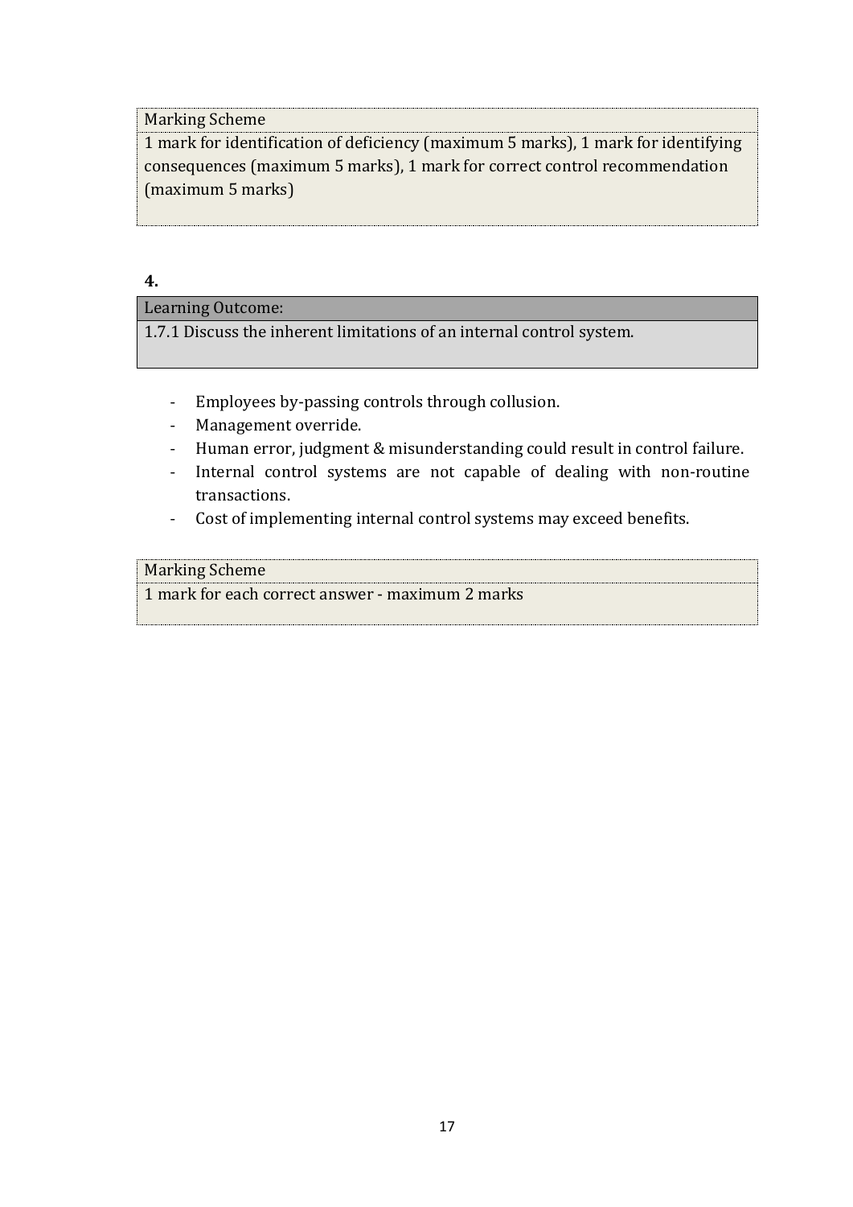Marking Scheme

1 mark for identification of deficiency (maximum 5 marks), 1 mark for identifying consequences (maximum 5 marks), 1 mark for correct control recommendation (maximum 5 marks)

**4.**

| Learning Outcome: |
| --- |
| 1.7.1 Discuss the inherent limitations of an internal control system. |

- Employees by-passing controls through collusion.
- Management override.
- Human error, judgment & misunderstanding could result in control failure.
- Internal control systems are not capable of dealing with non-routine transactions.
- Cost of implementing internal control systems may exceed benefits.

Marking Scheme

1 mark for each correct answer - maximum 2 marks